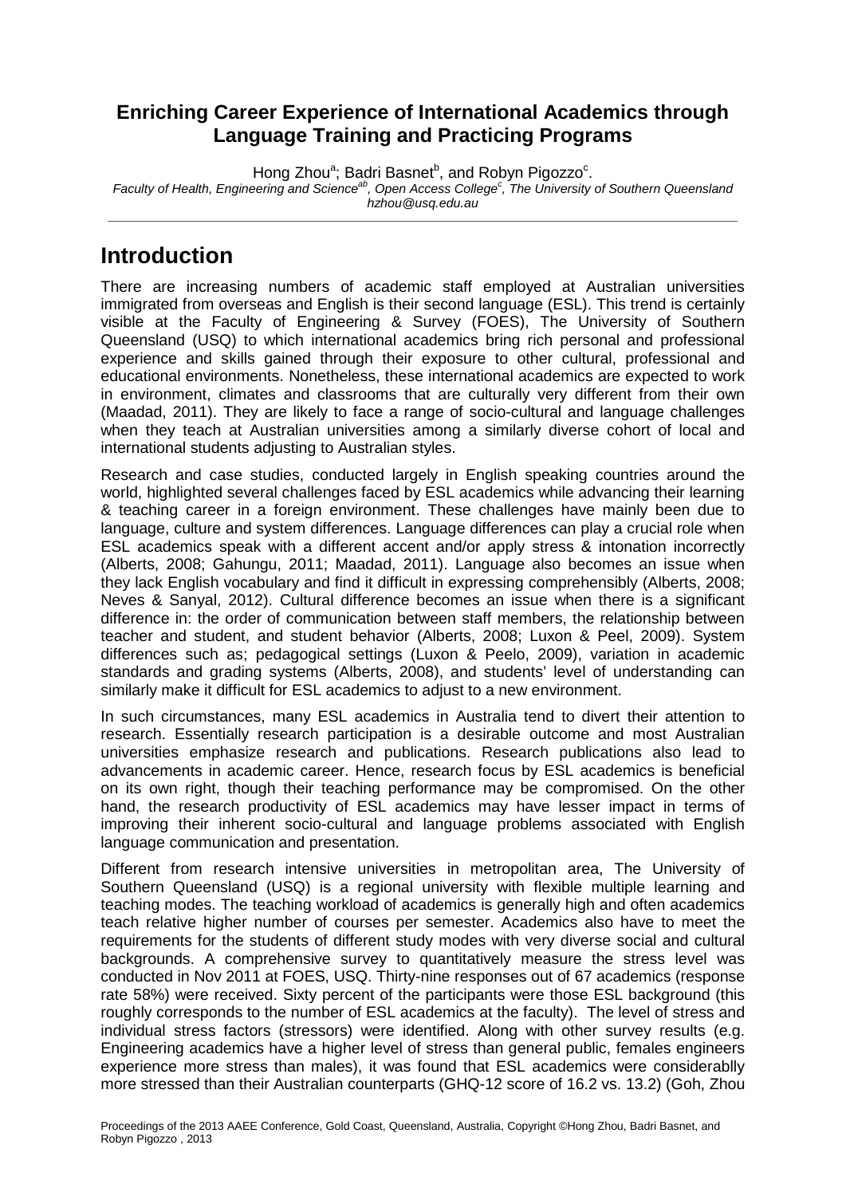# Enriching Career Experience of International Academics through Language Training and Practicing Programs

Hong Zhou[a]; Badri Basnet[b], and Robyn Pigozzo[c].

*Faculty of Health, Engineering and Science[ab], Open Access College[c], The University of Southern Queensland*
*hzhou@usq.edu.au*

## Introduction

There are increasing numbers of academic staff employed at Australian universities immigrated from overseas and English is their second language (ESL). This trend is certainly visible at the Faculty of Engineering & Survey (FOES), The University of Southern Queensland (USQ) to which international academics bring rich personal and professional experience and skills gained through their exposure to other cultural, professional and educational environments. Nonetheless, these international academics are expected to work in environment, climates and classrooms that are culturally very different from their own (Maadad, 2011). They are likely to face a range of socio-cultural and language challenges when they teach at Australian universities among a similarly diverse cohort of local and international students adjusting to Australian styles.

Research and case studies, conducted largely in English speaking countries around the world, highlighted several challenges faced by ESL academics while advancing their learning & teaching career in a foreign environment. These challenges have mainly been due to language, culture and system differences. Language differences can play a crucial role when ESL academics speak with a different accent and/or apply stress & intonation incorrectly (Alberts, 2008; Gahungu, 2011; Maadad, 2011). Language also becomes an issue when they lack English vocabulary and find it difficult in expressing comprehensibly (Alberts, 2008; Neves & Sanyal, 2012). Cultural difference becomes an issue when there is a significant difference in: the order of communication between staff members, the relationship between teacher and student, and student behavior (Alberts, 2008; Luxon & Peel, 2009). System differences such as; pedagogical settings (Luxon & Peelo, 2009), variation in academic standards and grading systems (Alberts, 2008), and students' level of understanding can similarly make it difficult for ESL academics to adjust to a new environment.

In such circumstances, many ESL academics in Australia tend to divert their attention to research. Essentially research participation is a desirable outcome and most Australian universities emphasize research and publications. Research publications also lead to advancements in academic career. Hence, research focus by ESL academics is beneficial on its own right, though their teaching performance may be compromised. On the other hand, the research productivity of ESL academics may have lesser impact in terms of improving their inherent socio-cultural and language problems associated with English language communication and presentation.

Different from research intensive universities in metropolitan area, The University of Southern Queensland (USQ) is a regional university with flexible multiple learning and teaching modes. The teaching workload of academics is generally high and often academics teach relative higher number of courses per semester. Academics also have to meet the requirements for the students of different study modes with very diverse social and cultural backgrounds. A comprehensive survey to quantitatively measure the stress level was conducted in Nov 2011 at FOES, USQ. Thirty-nine responses out of 67 academics (response rate 58%) were received. Sixty percent of the participants were those ESL background (this roughly corresponds to the number of ESL academics at the faculty). The level of stress and individual stress factors (stressors) were identified. Along with other survey results (e.g. Engineering academics have a higher level of stress than general public, females engineers experience more stress than males), it was found that ESL academics were considerablly more stressed than their Australian counterparts (GHQ-12 score of 16.2 vs. 13.2) (Goh, Zhou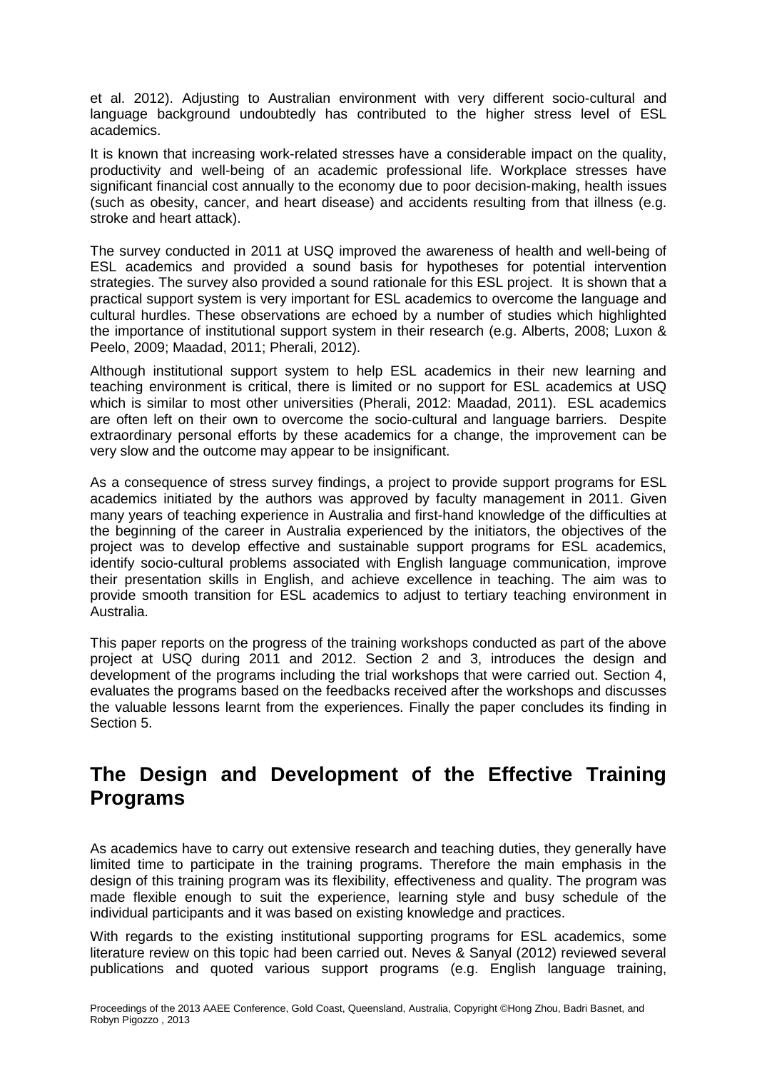et al. 2012). Adjusting to Australian environment with very different socio-cultural and language background undoubtedly has contributed to the higher stress level of ESL academics.

It is known that increasing work-related stresses have a considerable impact on the quality, productivity and well-being of an academic professional life. Workplace stresses have significant financial cost annually to the economy due to poor decision-making, health issues (such as obesity, cancer, and heart disease) and accidents resulting from that illness (e.g. stroke and heart attack).

The survey conducted in 2011 at USQ improved the awareness of health and well-being of ESL academics and provided a sound basis for hypotheses for potential intervention strategies. The survey also provided a sound rationale for this ESL project. It is shown that a practical support system is very important for ESL academics to overcome the language and cultural hurdles. These observations are echoed by a number of studies which highlighted the importance of institutional support system in their research (e.g. Alberts, 2008; Luxon & Peelo, 2009; Maadad, 2011; Pherali, 2012).

Although institutional support system to help ESL academics in their new learning and teaching environment is critical, there is limited or no support for ESL academics at USQ which is similar to most other universities (Pherali, 2012: Maadad, 2011). ESL academics are often left on their own to overcome the socio-cultural and language barriers. Despite extraordinary personal efforts by these academics for a change, the improvement can be very slow and the outcome may appear to be insignificant.

As a consequence of stress survey findings, a project to provide support programs for ESL academics initiated by the authors was approved by faculty management in 2011. Given many years of teaching experience in Australia and first-hand knowledge of the difficulties at the beginning of the career in Australia experienced by the initiators, the objectives of the project was to develop effective and sustainable support programs for ESL academics, identify socio-cultural problems associated with English language communication, improve their presentation skills in English, and achieve excellence in teaching. The aim was to provide smooth transition for ESL academics to adjust to tertiary teaching environment in Australia.

This paper reports on the progress of the training workshops conducted as part of the above project at USQ during 2011 and 2012. Section 2 and 3, introduces the design and development of the programs including the trial workshops that were carried out. Section 4, evaluates the programs based on the feedbacks received after the workshops and discusses the valuable lessons learnt from the experiences. Finally the paper concludes its finding in Section 5.

## The Design and Development of the Effective Training Programs

As academics have to carry out extensive research and teaching duties, they generally have limited time to participate in the training programs. Therefore the main emphasis in the design of this training program was its flexibility, effectiveness and quality. The program was made flexible enough to suit the experience, learning style and busy schedule of the individual participants and it was based on existing knowledge and practices.

With regards to the existing institutional supporting programs for ESL academics, some literature review on this topic had been carried out. Neves & Sanyal (2012) reviewed several publications and quoted various support programs (e.g. English language training,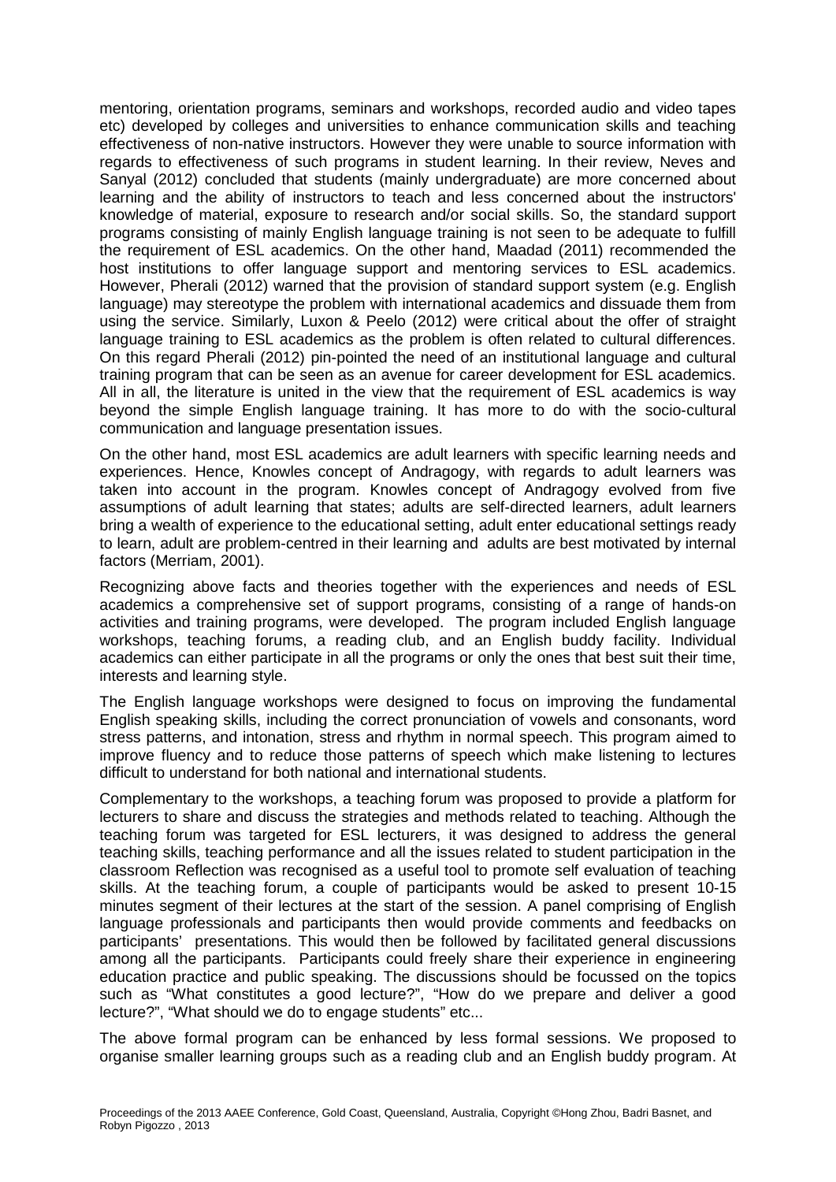mentoring, orientation programs, seminars and workshops, recorded audio and video tapes etc) developed by colleges and universities to enhance communication skills and teaching effectiveness of non-native instructors. However they were unable to source information with regards to effectiveness of such programs in student learning. In their review, Neves and Sanyal (2012) concluded that students (mainly undergraduate) are more concerned about learning and the ability of instructors to teach and less concerned about the instructors' knowledge of material, exposure to research and/or social skills. So, the standard support programs consisting of mainly English language training is not seen to be adequate to fulfill the requirement of ESL academics. On the other hand, Maadad (2011) recommended the host institutions to offer language support and mentoring services to ESL academics. However, Pherali (2012) warned that the provision of standard support system (e.g. English language) may stereotype the problem with international academics and dissuade them from using the service. Similarly, Luxon & Peelo (2012) were critical about the offer of straight language training to ESL academics as the problem is often related to cultural differences. On this regard Pherali (2012) pin-pointed the need of an institutional language and cultural training program that can be seen as an avenue for career development for ESL academics. All in all, the literature is united in the view that the requirement of ESL academics is way beyond the simple English language training. It has more to do with the socio-cultural communication and language presentation issues.

On the other hand, most ESL academics are adult learners with specific learning needs and experiences. Hence, Knowles concept of Andragogy, with regards to adult learners was taken into account in the program. Knowles concept of Andragogy evolved from five assumptions of adult learning that states; adults are self-directed learners, adult learners bring a wealth of experience to the educational setting, adult enter educational settings ready to learn, adult are problem-centred in their learning and adults are best motivated by internal factors (Merriam, 2001).

Recognizing above facts and theories together with the experiences and needs of ESL academics a comprehensive set of support programs, consisting of a range of hands-on activities and training programs, were developed. The program included English language workshops, teaching forums, a reading club, and an English buddy facility. Individual academics can either participate in all the programs or only the ones that best suit their time, interests and learning style.

The English language workshops were designed to focus on improving the fundamental English speaking skills, including the correct pronunciation of vowels and consonants, word stress patterns, and intonation, stress and rhythm in normal speech. This program aimed to improve fluency and to reduce those patterns of speech which make listening to lectures difficult to understand for both national and international students.

Complementary to the workshops, a teaching forum was proposed to provide a platform for lecturers to share and discuss the strategies and methods related to teaching. Although the teaching forum was targeted for ESL lecturers, it was designed to address the general teaching skills, teaching performance and all the issues related to student participation in the classroom Reflection was recognised as a useful tool to promote self evaluation of teaching skills. At the teaching forum, a couple of participants would be asked to present 10-15 minutes segment of their lectures at the start of the session. A panel comprising of English language professionals and participants then would provide comments and feedbacks on participants' presentations. This would then be followed by facilitated general discussions among all the participants. Participants could freely share their experience in engineering education practice and public speaking. The discussions should be focussed on the topics such as "What constitutes a good lecture?", "How do we prepare and deliver a good lecture?", "What should we do to engage students" etc...

The above formal program can be enhanced by less formal sessions. We proposed to organise smaller learning groups such as a reading club and an English buddy program. At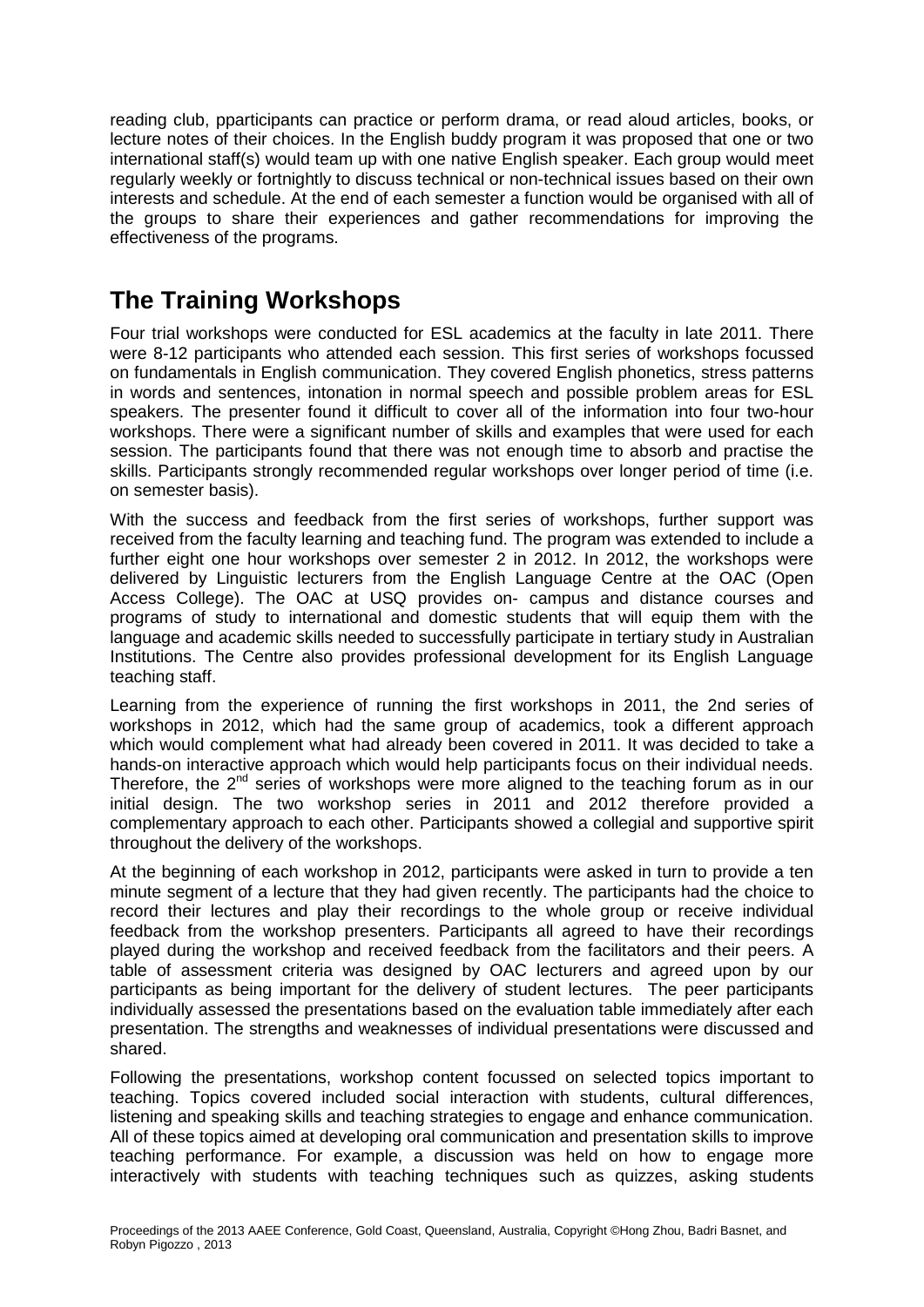reading club, pparticipants can practice or perform drama, or read aloud articles, books, or lecture notes of their choices. In the English buddy program it was proposed that one or two international staff(s) would team up with one native English speaker. Each group would meet regularly weekly or fortnightly to discuss technical or non-technical issues based on their own interests and schedule. At the end of each semester a function would be organised with all of the groups to share their experiences and gather recommendations for improving the effectiveness of the programs.

## The Training Workshops

Four trial workshops were conducted for ESL academics at the faculty in late 2011. There were 8-12 participants who attended each session. This first series of workshops focussed on fundamentals in English communication. They covered English phonetics, stress patterns in words and sentences, intonation in normal speech and possible problem areas for ESL speakers. The presenter found it difficult to cover all of the information into four two-hour workshops. There were a significant number of skills and examples that were used for each session. The participants found that there was not enough time to absorb and practise the skills. Participants strongly recommended regular workshops over longer period of time (i.e. on semester basis).

With the success and feedback from the first series of workshops, further support was received from the faculty learning and teaching fund. The program was extended to include a further eight one hour workshops over semester 2 in 2012. In 2012, the workshops were delivered by Linguistic lecturers from the English Language Centre at the OAC (Open Access College). The OAC at USQ provides on- campus and distance courses and programs of study to international and domestic students that will equip them with the language and academic skills needed to successfully participate in tertiary study in Australian Institutions. The Centre also provides professional development for its English Language teaching staff.

Learning from the experience of running the first workshops in 2011, the 2nd series of workshops in 2012, which had the same group of academics, took a different approach which would complement what had already been covered in 2011. It was decided to take a hands-on interactive approach which would help participants focus on their individual needs. Therefore, the 2nd series of workshops were more aligned to the teaching forum as in our initial design. The two workshop series in 2011 and 2012 therefore provided a complementary approach to each other. Participants showed a collegial and supportive spirit throughout the delivery of the workshops.

At the beginning of each workshop in 2012, participants were asked in turn to provide a ten minute segment of a lecture that they had given recently. The participants had the choice to record their lectures and play their recordings to the whole group or receive individual feedback from the workshop presenters. Participants all agreed to have their recordings played during the workshop and received feedback from the facilitators and their peers. A table of assessment criteria was designed by OAC lecturers and agreed upon by our participants as being important for the delivery of student lectures. The peer participants individually assessed the presentations based on the evaluation table immediately after each presentation. The strengths and weaknesses of individual presentations were discussed and shared.

Following the presentations, workshop content focussed on selected topics important to teaching. Topics covered included social interaction with students, cultural differences, listening and speaking skills and teaching strategies to engage and enhance communication. All of these topics aimed at developing oral communication and presentation skills to improve teaching performance. For example, a discussion was held on how to engage more interactively with students with teaching techniques such as quizzes, asking students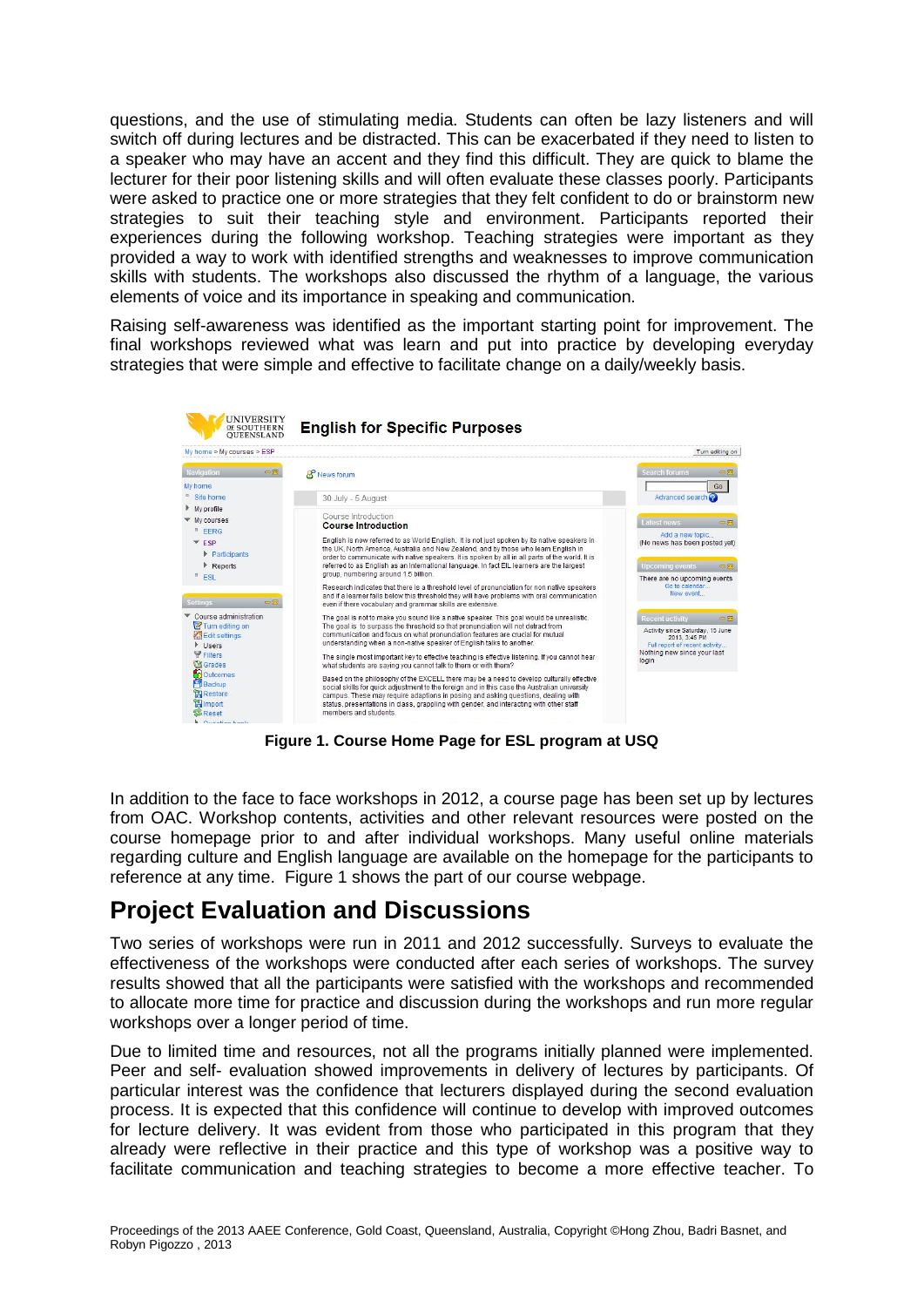questions, and the use of stimulating media. Students can often be lazy listeners and will switch off during lectures and be distracted. This can be exacerbated if they need to listen to a speaker who may have an accent and they find this difficult. They are quick to blame the lecturer for their poor listening skills and will often evaluate these classes poorly. Participants were asked to practice one or more strategies that they felt confident to do or brainstorm new strategies to suit their teaching style and environment. Participants reported their experiences during the following workshop. Teaching strategies were important as they provided a way to work with identified strengths and weaknesses to improve communication skills with students. The workshops also discussed the rhythm of a language, the various elements of voice and its importance in speaking and communication.

Raising self-awareness was identified as the important starting point for improvement. The final workshops reviewed what was learn and put into practice by developing everyday strategies that were simple and effective to facilitate change on a daily/weekly basis.

**Figure 1. Course Home Page for ESL program at USQ**

In addition to the face to face workshops in 2012, a course page has been set up by lectures from OAC. Workshop contents, activities and other relevant resources were posted on the course homepage prior to and after individual workshops. Many useful online materials regarding culture and English language are available on the homepage for the participants to reference at any time. Figure 1 shows the part of our course webpage.

## Project Evaluation and Discussions

Two series of workshops were run in 2011 and 2012 successfully. Surveys to evaluate the effectiveness of the workshops were conducted after each series of workshops. The survey results showed that all the participants were satisfied with the workshops and recommended to allocate more time for practice and discussion during the workshops and run more regular workshops over a longer period of time.

Due to limited time and resources, not all the programs initially planned were implemented. Peer and self- evaluation showed improvements in delivery of lectures by participants. Of particular interest was the confidence that lecturers displayed during the second evaluation process. It is expected that this confidence will continue to develop with improved outcomes for lecture delivery. It was evident from those who participated in this program that they already were reflective in their practice and this type of workshop was a positive way to facilitate communication and teaching strategies to become a more effective teacher. To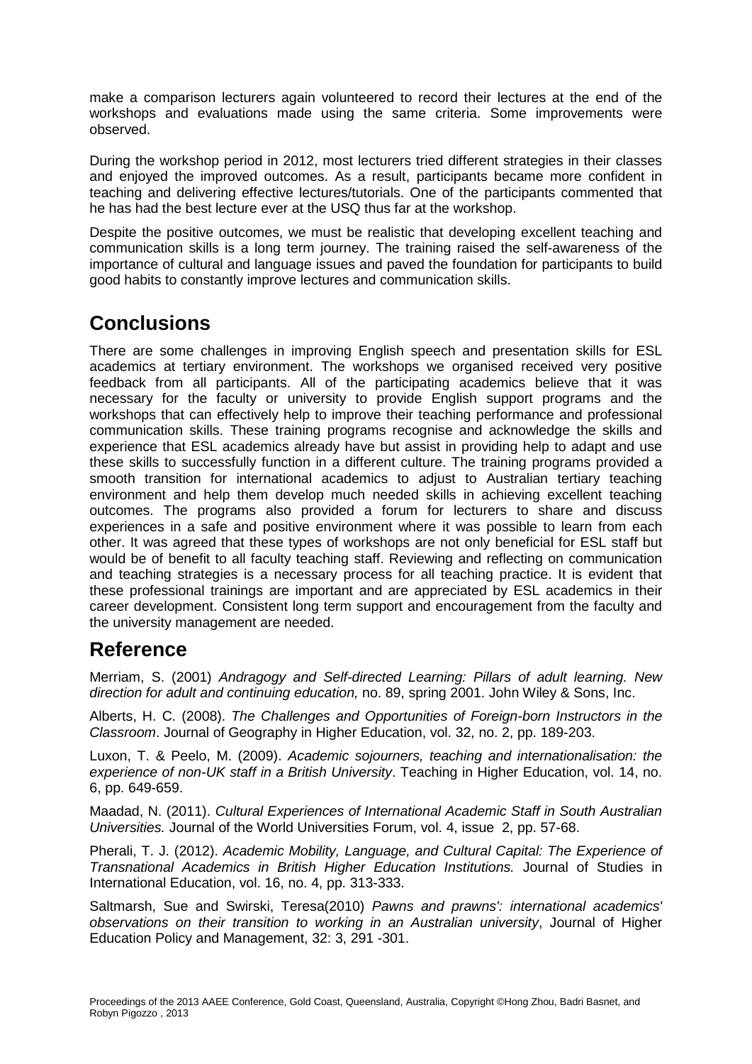make a comparison lecturers again volunteered to record their lectures at the end of the workshops and evaluations made using the same criteria. Some improvements were observed.

During the workshop period in 2012, most lecturers tried different strategies in their classes and enjoyed the improved outcomes. As a result, participants became more confident in teaching and delivering effective lectures/tutorials. One of the participants commented that he has had the best lecture ever at the USQ thus far at the workshop.

Despite the positive outcomes, we must be realistic that developing excellent teaching and communication skills is a long term journey. The training raised the self-awareness of the importance of cultural and language issues and paved the foundation for participants to build good habits to constantly improve lectures and communication skills.

## Conclusions

There are some challenges in improving English speech and presentation skills for ESL academics at tertiary environment. The workshops we organised received very positive feedback from all participants. All of the participating academics believe that it was necessary for the faculty or university to provide English support programs and the workshops that can effectively help to improve their teaching performance and professional communication skills. These training programs recognise and acknowledge the skills and experience that ESL academics already have but assist in providing help to adapt and use these skills to successfully function in a different culture. The training programs provided a smooth transition for international academics to adjust to Australian tertiary teaching environment and help them develop much needed skills in achieving excellent teaching outcomes. The programs also provided a forum for lecturers to share and discuss experiences in a safe and positive environment where it was possible to learn from each other. It was agreed that these types of workshops are not only beneficial for ESL staff but would be of benefit to all faculty teaching staff. Reviewing and reflecting on communication and teaching strategies is a necessary process for all teaching practice. It is evident that these professional trainings are important and are appreciated by ESL academics in their career development. Consistent long term support and encouragement from the faculty and the university management are needed.

## Reference

Merriam, S. (2001) *Andragogy and Self-directed Learning: Pillars of adult learning. New direction for adult and continuing education,* no. 89, spring 2001. John Wiley & Sons, Inc.

Alberts, H. C. (2008). *The Challenges and Opportunities of Foreign-born Instructors in the Classroom*. Journal of Geography in Higher Education, vol. 32, no. 2, pp. 189-203.

Luxon, T. & Peelo, M. (2009). *Academic sojourners, teaching and internationalisation: the experience of non-UK staff in a British University*. Teaching in Higher Education, vol. 14, no. 6, pp. 649-659.

Maadad, N. (2011). *Cultural Experiences of International Academic Staff in South Australian Universities.* Journal of the World Universities Forum, vol. 4, issue 2, pp. 57-68.

Pherali, T. J. (2012). *Academic Mobility, Language, and Cultural Capital: The Experience of Transnational Academics in British Higher Education Institutions.* Journal of Studies in International Education, vol. 16, no. 4, pp. 313-333.

Saltmarsh, Sue and Swirski, Teresa(2010) *Pawns and prawns': international academics' observations on their transition to working in an Australian university*, Journal of Higher Education Policy and Management, 32: 3, 291 -301.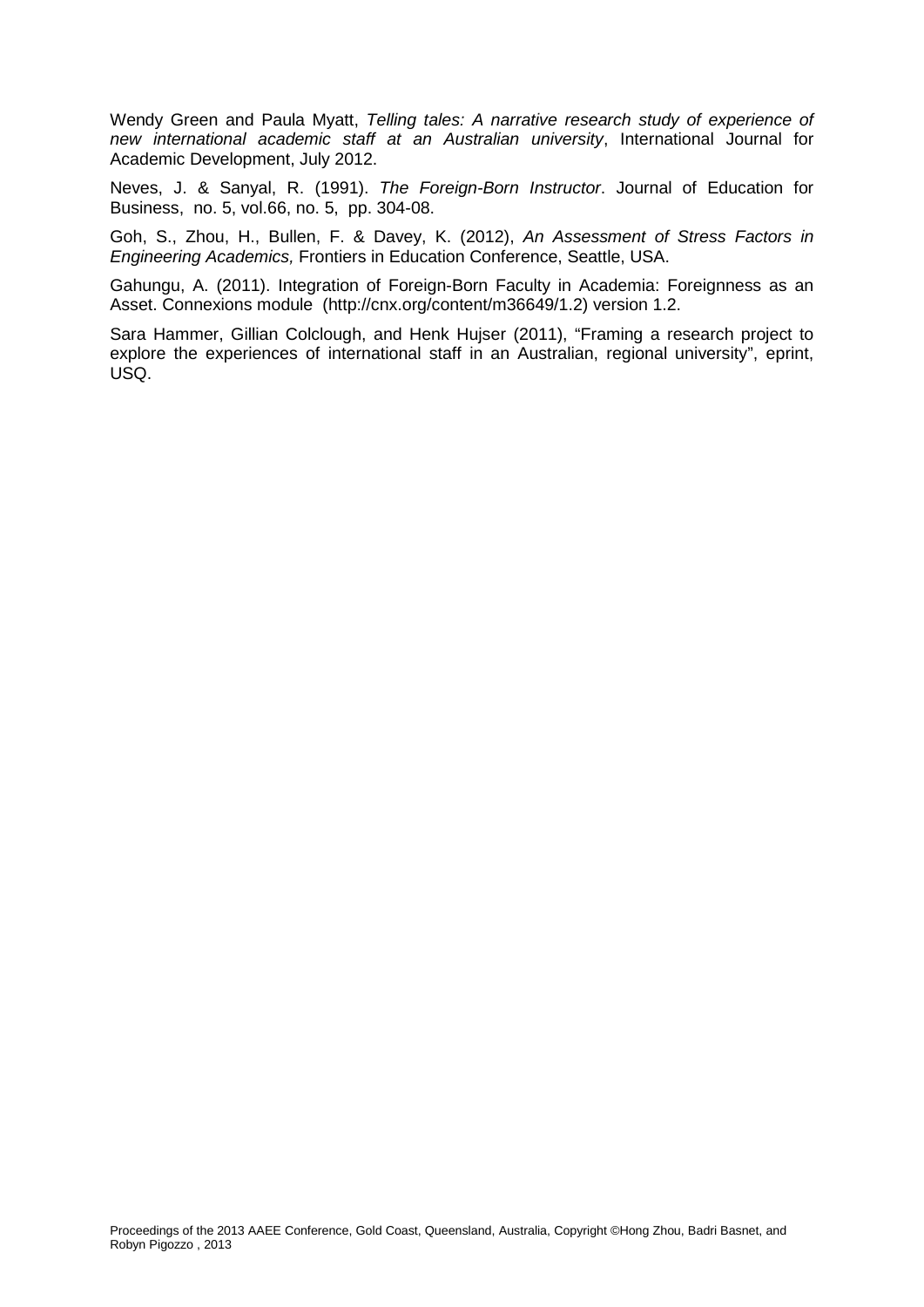Wendy Green and Paula Myatt, *Telling tales: A narrative research study of experience of new international academic staff at an Australian university*, International Journal for Academic Development, July 2012.

Neves, J. & Sanyal, R. (1991). *The Foreign-Born Instructor*. Journal of Education for Business, no. 5, vol.66, no. 5, pp. 304-08.

Goh, S., Zhou, H., Bullen, F. & Davey, K. (2012), *An Assessment of Stress Factors in Engineering Academics,* Frontiers in Education Conference, Seattle, USA.

Gahungu, A. (2011). Integration of Foreign-Born Faculty in Academia: Foreignness as an Asset. Connexions module (http://cnx.org/content/m36649/1.2) version 1.2.

Sara Hammer, Gillian Colclough, and Henk Hujser (2011), "Framing a research project to explore the experiences of international staff in an Australian, regional university", eprint, USQ.